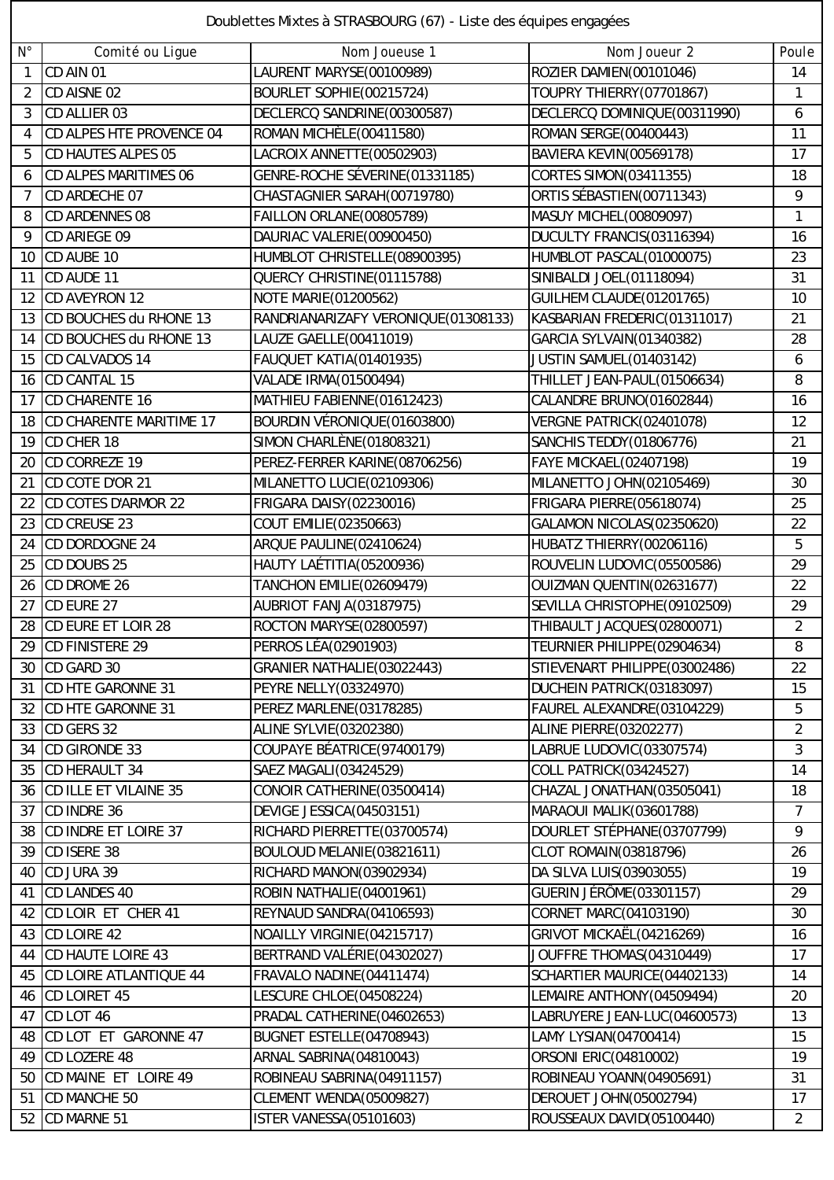# Doublettes Mixtes à STRASBOURG (67) - Liste des équipes engagées

| N° | Comité ou Ligue | Nom Joueuse 1 | Nom Joueur 2 | Poule |
|---|---|---|---|---|
| 1 | CD AIN 01 | LAURENT MARYSE(00100989) | ROZIER DAMIEN(00101046) | 14 |
| 2 | CD AISNE 02 | BOURLET SOPHIE(00215724) | TOUPRY THIERRY(07701867) | 1 |
| 3 | CD ALLIER 03 | DECLERCQ SANDRINE(00300587) | DECLERCQ DOMINIQUE(00311990) | 6 |
| 4 | CD ALPES HTE PROVENCE 04 | ROMAN MICHÈLE(00411580) | ROMAN SERGE(00400443) | 11 |
| 5 | CD HAUTES ALPES 05 | LACROIX ANNETTE(00502903) | BAVIERA KEVIN(00569178) | 17 |
| 6 | CD ALPES MARITIMES 06 | GENRE-ROCHE SÉVERINE(01331185) | CORTES SIMON(03411355) | 18 |
| 7 | CD ARDECHE 07 | CHASTAGNIER SARAH(00719780) | ORTIS SÉBASTIEN(00711343) | 9 |
| 8 | CD ARDENNES 08 | FAILLON ORLANE(00805789) | MASUY MICHEL(00809097) | 1 |
| 9 | CD ARIEGE 09 | DAURIAC VALERIE(00900450) | DUCULTY FRANCIS(03116394) | 16 |
| 10 | CD AUBE 10 | HUMBLOT CHRISTELLE(08900395) | HUMBLOT PASCAL(01000075) | 23 |
| 11 | CD AUDE 11 | QUERCY CHRISTINE(01115788) | SINIBALDI JOEL(01118094) | 31 |
| 12 | CD AVEYRON 12 | NOTE MARIE(01200562) | GUILHEM CLAUDE(01201765) | 10 |
| 13 | CD BOUCHES du RHONE 13 | RANDRIANARIZAFY VERONIQUE(01308133) | KASBARIAN FREDERIC(01311017) | 21 |
| 14 | CD BOUCHES du RHONE 13 | LAUZE GAELLE(00411019) | GARCIA SYLVAIN(01340382) | 28 |
| 15 | CD CALVADOS 14 | FAUQUET KATIA(01401935) | JUSTIN SAMUEL(01403142) | 6 |
| 16 | CD CANTAL 15 | VALADE IRMA(01500494) | THILLET JEAN-PAUL(01506634) | 8 |
| 17 | CD CHARENTE 16 | MATHIEU FABIENNE(01612423) | CALANDRE BRUNO(01602844) | 16 |
| 18 | CD CHARENTE MARITIME 17 | BOURDIN VÉRONIQUE(01603800) | VERGNE PATRICK(02401078) | 12 |
| 19 | CD CHER 18 | SIMON CHARLÈNE(01808321) | SANCHIS TEDDY(01806776) | 21 |
| 20 | CD CORREZE 19 | PEREZ-FERRER KARINE(08706256) | FAYE MICKAEL(02407198) | 19 |
| 21 | CD COTE D'OR 21 | MILANETTO LUCIE(02109306) | MILANETTO JOHN(02105469) | 30 |
| 22 | CD COTES D'ARMOR 22 | FRIGARA DAISY(02230016) | FRIGARA PIERRE(05618074) | 25 |
| 23 | CD CREUSE 23 | COUT EMILIE(02350663) | GALAMON NICOLAS(02350620) | 22 |
| 24 | CD DORDOGNE 24 | ARQUE PAULINE(02410624) | HUBATZ THIERRY(00206116) | 5 |
| 25 | CD DOUBS 25 | HAUTY LAÉTITIA(05200936) | ROUVELIN LUDOVIC(05500586) | 29 |
| 26 | CD DROME 26 | TANCHON EMILIE(02609479) | OUIZMAN QUENTIN(02631677) | 22 |
| 27 | CD EURE 27 | AUBRIOT FANJA(03187975) | SEVILLA CHRISTOPHE(09102509) | 29 |
| 28 | CD EURE ET LOIR 28 | ROCTON MARYSE(02800597) | THIBAULT JACQUES(02800071) | 2 |
| 29 | CD FINISTERE 29 | PERROS LÉA(02901903) | TEURNIER PHILIPPE(02904634) | 8 |
| 30 | CD GARD 30 | GRANIER NATHALIE(03022443) | STIEVENART PHILIPPE(03002486) | 22 |
| 31 | CD HTE GARONNE 31 | PEYRE NELLY(03324970) | DUCHEIN PATRICK(03183097) | 15 |
| 32 | CD HTE GARONNE 31 | PEREZ MARLENE(03178285) | FAUREL ALEXANDRE(03104229) | 5 |
| 33 | CD GERS 32 | ALINE SYLVIE(03202380) | ALINE PIERRE(03202277) | 2 |
| 34 | CD GIRONDE 33 | COUPAYE BÉATRICE(97400179) | LABRUE LUDOVIC(03307574) | 3 |
| 35 | CD HERAULT 34 | SAEZ MAGALI(03424529) | COLL PATRICK(03424527) | 14 |
| 36 | CD ILLE ET VILAINE 35 | CONOIR CATHERINE(03500414) | CHAZAL JONATHAN(03505041) | 18 |
| 37 | CD INDRE 36 | DEVIGE JESSICA(04503151) | MARAOUI MALIK(03601788) | 7 |
| 38 | CD INDRE ET LOIRE 37 | RICHARD PIERRETTE(03700574) | DOURLET STÉPHANE(03707799) | 9 |
| 39 | CD ISERE 38 | BOULOUD MELANIE(03821611) | CLOT ROMAIN(03818796) | 26 |
| 40 | CD JURA 39 | RICHARD MANON(03902934) | DA SILVA LUIS(03903055) | 19 |
| 41 | CD LANDES 40 | ROBIN NATHALIE(04001961) | GUERIN JÉRÔME(03301157) | 29 |
| 42 | CD LOIR ET CHER 41 | REYNAUD SANDRA(04106593) | CORNET MARC(04103190) | 30 |
| 43 | CD LOIRE 42 | NOAILLY VIRGINIE(04215717) | GRIVOT MICKAËL(04216269) | 16 |
| 44 | CD HAUTE LOIRE 43 | BERTRAND VALÉRIE(04302027) | JOUFFRE THOMAS(04310449) | 17 |
| 45 | CD LOIRE ATLANTIQUE 44 | FRAVALO NADINE(04411474) | SCHARTIER MAURICE(04402133) | 14 |
| 46 | CD LOIRET 45 | LESCURE CHLOE(04508224) | LEMAIRE ANTHONY(04509494) | 20 |
| 47 | CD LOT 46 | PRADAL CATHERINE(04602653) | LABRUYERE JEAN-LUC(04600573) | 13 |
| 48 | CD LOT ET GARONNE 47 | BUGNET ESTELLE(04708943) | LAMY LYSIAN(04700414) | 15 |
| 49 | CD LOZERE 48 | ARNAL SABRINA(04810043) | ORSONI ERIC(04810002) | 19 |
| 50 | CD MAINE ET LOIRE 49 | ROBINEAU SABRINA(04911157) | ROBINEAU YOANN(04905691) | 31 |
| 51 | CD MANCHE 50 | CLEMENT WENDA(05009827) | DEROUET JOHN(05002794) | 17 |
| 52 | CD MARNE 51 | ISTER VANESSA(05101603) | ROUSSEAUX DAVID(05100440) | 2 |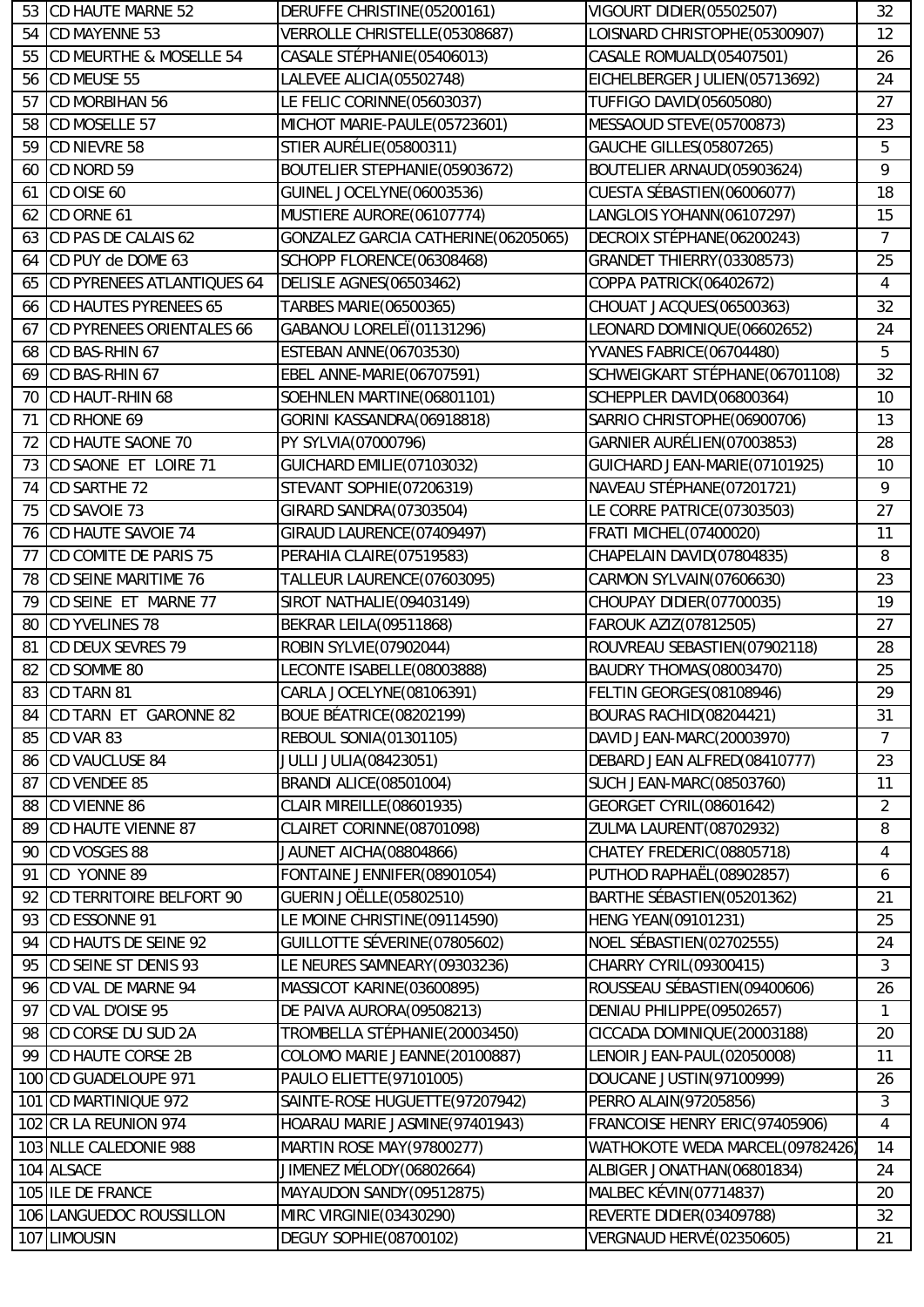| | | | | |
|---|---|---|---|---|
| 53 | CD HAUTE MARNE 52 | DERUFFE CHRISTINE(05200161) | VIGOURT DIDIER(05502507) | 32 |
| 54 | CD MAYENNE 53 | VERROLLE CHRISTELLE(05308687) | LOISNARD CHRISTOPHE(05300907) | 12 |
| 55 | CD MEURTHE & MOSELLE 54 | CASALE STÉPHANIE(05406013) | CASALE ROMUALD(05407501) | 26 |
| 56 | CD MEUSE 55 | LALEVEE ALICIA(05502748) | EICHELBERGER JULIEN(05713692) | 24 |
| 57 | CD MORBIHAN 56 | LE FELIC CORINNE(05603037) | TUFFIGO DAVID(05605080) | 27 |
| 58 | CD MOSELLE 57 | MICHOT MARIE-PAULE(05723601) | MESSAOUD STEVE(05700873) | 23 |
| 59 | CD NIEVRE 58 | STIER AURÉLIE(05800311) | GAUCHE GILLES(05807265) | 5 |
| 60 | CD NORD 59 | BOUTELIER STEPHANIE(05903672) | BOUTELIER ARNAUD(05903624) | 9 |
| 61 | CD OISE 60 | GUINEL JOCELYNE(06003536) | CUESTA SÉBASTIEN(06006077) | 18 |
| 62 | CD ORNE 61 | MUSTIERE AURORE(06107774) | LANGLOIS YOHANN(06107297) | 15 |
| 63 | CD PAS DE CALAIS 62 | GONZALEZ GARCIA CATHERINE(06205065) | DECROIX STÉPHANE(06200243) | 7 |
| 64 | CD PUY de DOME 63 | SCHOPP FLORENCE(06308468) | GRANDET THIERRY(03308573) | 25 |
| 65 | CD PYRENEES ATLANTIQUES 64 | DELISLE AGNES(06503462) | COPPA PATRICK(06402672) | 4 |
| 66 | CD HAUTES PYRENEES 65 | TARBES MARIE(06500365) | CHOUAT JACQUES(06500363) | 32 |
| 67 | CD PYRENEES ORIENTALES 66 | GABANOU LORELEÏ(01131296) | LEONARD DOMINIQUE(06602652) | 24 |
| 68 | CD BAS-RHIN 67 | ESTEBAN ANNE(06703530) | YVANES FABRICE(06704480) | 5 |
| 69 | CD BAS-RHIN 67 | EBEL ANNE-MARIE(06707591) | SCHWEIGKART STÉPHANE(06701108) | 32 |
| 70 | CD HAUT-RHIN 68 | SOEHNLEN MARTINE(06801101) | SCHEPPLER DAVID(06800364) | 10 |
| 71 | CD RHONE 69 | GORINI KASSANDRA(06918818) | SARRIO CHRISTOPHE(06900706) | 13 |
| 72 | CD HAUTE SAONE 70 | PY SYLVIA(07000796) | GARNIER AURÉLIEN(07003853) | 28 |
| 73 | CD SAONE ET LOIRE 71 | GUICHARD EMILIE(07103032) | GUICHARD JEAN-MARIE(07101925) | 10 |
| 74 | CD SARTHE 72 | STEVANT SOPHIE(07206319) | NAVEAU STÉPHANE(07201721) | 9 |
| 75 | CD SAVOIE 73 | GIRARD SANDRA(07303504) | LE CORRE PATRICE(07303503) | 27 |
| 76 | CD HAUTE SAVOIE 74 | GIRAUD LAURENCE(07409497) | FRATI MICHEL(07400020) | 11 |
| 77 | CD COMITE DE PARIS 75 | PERAHIA CLAIRE(07519583) | CHAPELAIN DAVID(07804835) | 8 |
| 78 | CD SEINE MARITIME 76 | TALLEUR LAURENCE(07603095) | CARMON SYLVAIN(07606630) | 23 |
| 79 | CD SEINE ET MARNE 77 | SIROT NATHALIE(09403149) | CHOUPAY DIDIER(07700035) | 19 |
| 80 | CD YVELINES 78 | BEKRAR LEILA(09511868) | FAROUK AZIZ(07812505) | 27 |
| 81 | CD DEUX SEVRES 79 | ROBIN SYLVIE(07902044) | ROUVREAU SEBASTIEN(07902118) | 28 |
| 82 | CD SOMME 80 | LECONTE ISABELLE(08003888) | BAUDRY THOMAS(08003470) | 25 |
| 83 | CD TARN 81 | CARLA JOCELYNE(08106391) | FELTIN GEORGES(08108946) | 29 |
| 84 | CD TARN ET GARONNE 82 | BOUE BÉATRICE(08202199) | BOURAS RACHID(08204421) | 31 |
| 85 | CD VAR 83 | REBOUL SONIA(01301105) | DAVID JEAN-MARC(20003970) | 7 |
| 86 | CD VAUCLUSE 84 | JULLI JULIA(08423051) | DEBARD JEAN ALFRED(08410777) | 23 |
| 87 | CD VENDEE 85 | BRANDI ALICE(08501004) | SUCH JEAN-MARC(08503760) | 11 |
| 88 | CD VIENNE 86 | CLAIR MIREILLE(08601935) | GEORGET CYRIL(08601642) | 2 |
| 89 | CD HAUTE VIENNE 87 | CLAIRET CORINNE(08701098) | ZULMA LAURENT(08702932) | 8 |
| 90 | CD VOSGES 88 | JAUNET AICHA(08804866) | CHATEY FREDERIC(08805718) | 4 |
| 91 | CD YONNE 89 | FONTAINE JENNIFER(08901054) | PUTHOD RAPHAËL(08902857) | 6 |
| 92 | CD TERRITOIRE BELFORT 90 | GUERIN JOËLLE(05802510) | BARTHE SÉBASTIEN(05201362) | 21 |
| 93 | CD ESSONNE 91 | LE MOINE CHRISTINE(09114590) | HENG YEAN(09101231) | 25 |
| 94 | CD HAUTS DE SEINE 92 | GUILLOTTE SÉVERINE(07805602) | NOEL SÉBASTIEN(02702555) | 24 |
| 95 | CD SEINE ST DENIS 93 | LE NEURES SAMNEARY(09303236) | CHARRY CYRIL(09300415) | 3 |
| 96 | CD VAL DE MARNE 94 | MASSICOT KARINE(03600895) | ROUSSEAU SÉBASTIEN(09400606) | 26 |
| 97 | CD VAL D'OISE 95 | DE PAIVA AURORA(09508213) | DENIAU PHILIPPE(09502657) | 1 |
| 98 | CD CORSE DU SUD 2A | TROMBELLA STÉPHANIE(20003450) | CICCADA DOMINIQUE(20003188) | 20 |
| 99 | CD HAUTE CORSE 2B | COLOMO MARIE JEANNE(20100887) | LENOIR JEAN-PAUL(02050008) | 11 |
| 100 | CD GUADELOUPE 971 | PAULO ELIETTE(97101005) | DOUCANE JUSTIN(97100999) | 26 |
| 101 | CD MARTINIQUE 972 | SAINTE-ROSE HUGUETTE(97207942) | PERRO ALAIN(97205856) | 3 |
| 102 | CR LA REUNION 974 | HOARAU MARIE JASMINE(97401943) | FRANCOISE HENRY ERIC(97405906) | 4 |
| 103 | NLLE CALEDONIE 988 | MARTIN ROSE MAY(97800277) | WATHOKOTE WEDA MARCEL(09782426) | 14 |
| 104 | ALSACE | JIMENEZ MÉLODY(06802664) | ALBIGER JONATHAN(06801834) | 24 |
| 105 | ILE DE FRANCE | MAYAUDON SANDY(09512875) | MALBEC KÉVIN(07714837) | 20 |
| 106 | LANGUEDOC ROUSSILLON | MIRC VIRGINIE(03430290) | REVERTE DIDIER(03409788) | 32 |
| 107 | LIMOUSIN | DEGUY SOPHIE(08700102) | VERGNAUD HERVÉ(02350605) | 21 |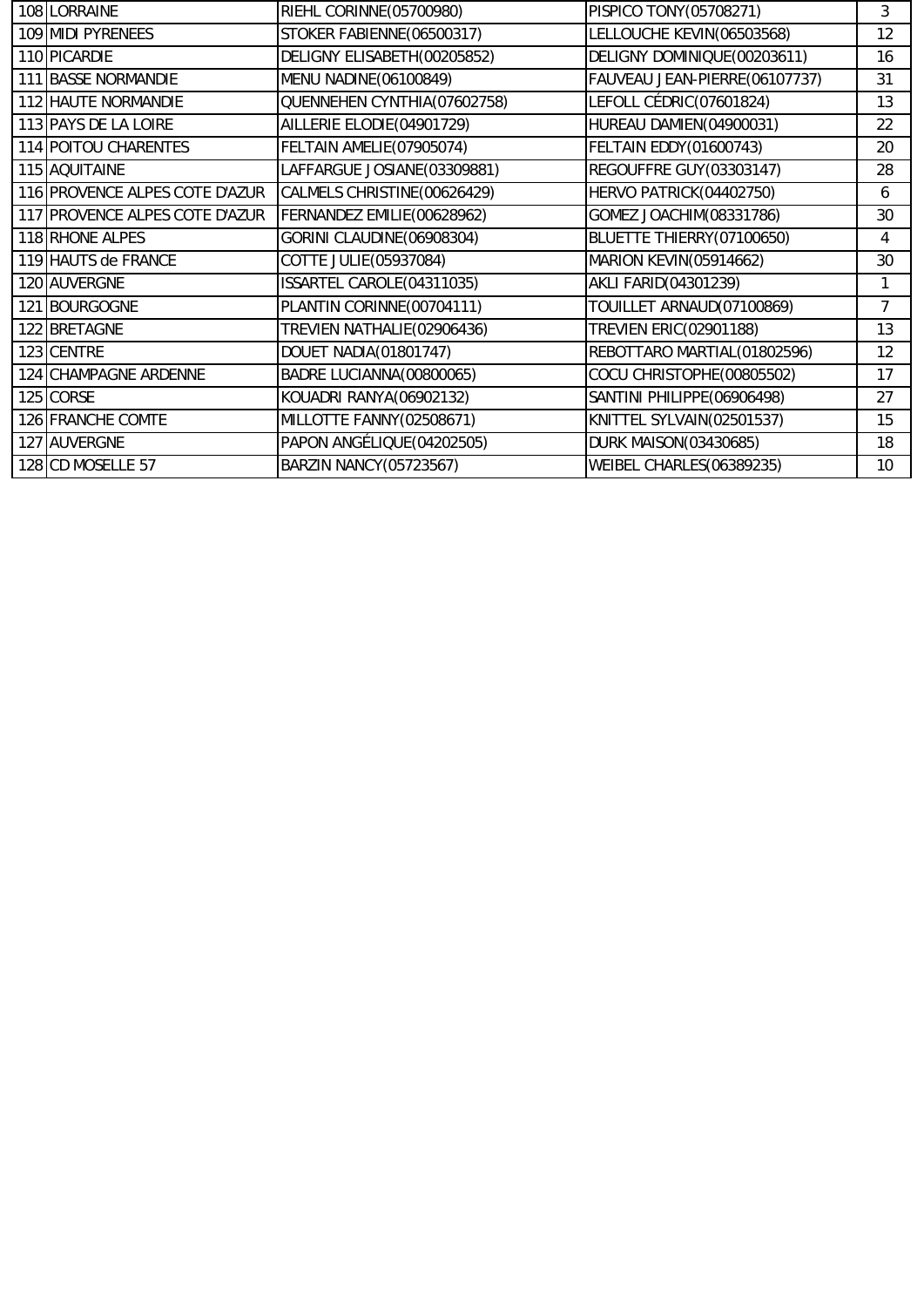| | | | | |
|---|---|---|---|---|
| 108 | LORRAINE | RIEHL CORINNE(05700980) | PISPICO TONY(05708271) | 3 |
| 109 | MIDI PYRENEES | STOKER FABIENNE(06500317) | LELLOUCHE KEVIN(06503568) | 12 |
| 110 | PICARDIE | DELIGNY ELISABETH(00205852) | DELIGNY DOMINIQUE(00203611) | 16 |
| 111 | BASSE NORMANDIE | MENU NADINE(06100849) | FAUVEAU JEAN-PIERRE(06107737) | 31 |
| 112 | HAUTE NORMANDIE | QUENNEHEN CYNTHIA(07602758) | LEFOLL CÉDRIC(07601824) | 13 |
| 113 | PAYS DE LA LOIRE | AILLERIE ELODIE(04901729) | HUREAU DAMIEN(04900031) | 22 |
| 114 | POITOU CHARENTES | FELTAIN AMELIE(07905074) | FELTAIN EDDY(01600743) | 20 |
| 115 | AQUITAINE | LAFFARGUE JOSIANE(03309881) | REGOUFFRE GUY(03303147) | 28 |
| 116 | PROVENCE ALPES COTE D'AZUR | CALMELS CHRISTINE(00626429) | HERVO PATRICK(04402750) | 6 |
| 117 | PROVENCE ALPES COTE D'AZUR | FERNANDEZ EMILIE(00628962) | GOMEZ JOACHIM(08331786) | 30 |
| 118 | RHONE ALPES | GORINI CLAUDINE(06908304) | BLUETTE THIERRY(07100650) | 4 |
| 119 | HAUTS de FRANCE | COTTE JULIE(05937084) | MARION KEVIN(05914662) | 30 |
| 120 | AUVERGNE | ISSARTEL CAROLE(04311035) | AKLI FARID(04301239) | 1 |
| 121 | BOURGOGNE | PLANTIN CORINNE(00704111) | TOUILLET ARNAUD(07100869) | 7 |
| 122 | BRETAGNE | TREVIEN NATHALIE(02906436) | TREVIEN ERIC(02901188) | 13 |
| 123 | CENTRE | DOUET NADIA(01801747) | REBOTTARO MARTIAL(01802596) | 12 |
| 124 | CHAMPAGNE ARDENNE | BADRE LUCIANNA(00800065) | COCU CHRISTOPHE(00805502) | 17 |
| 125 | CORSE | KOUADRI RANYA(06902132) | SANTINI PHILIPPE(06906498) | 27 |
| 126 | FRANCHE COMTE | MILLOTTE FANNY(02508671) | KNITTEL SYLVAIN(02501537) | 15 |
| 127 | AUVERGNE | PAPON ANGÉLIQUE(04202505) | DURK MAISON(03430685) | 18 |
| 128 | CD MOSELLE 57 | BARZIN NANCY(05723567) | WEIBEL CHARLES(06389235) | 10 |